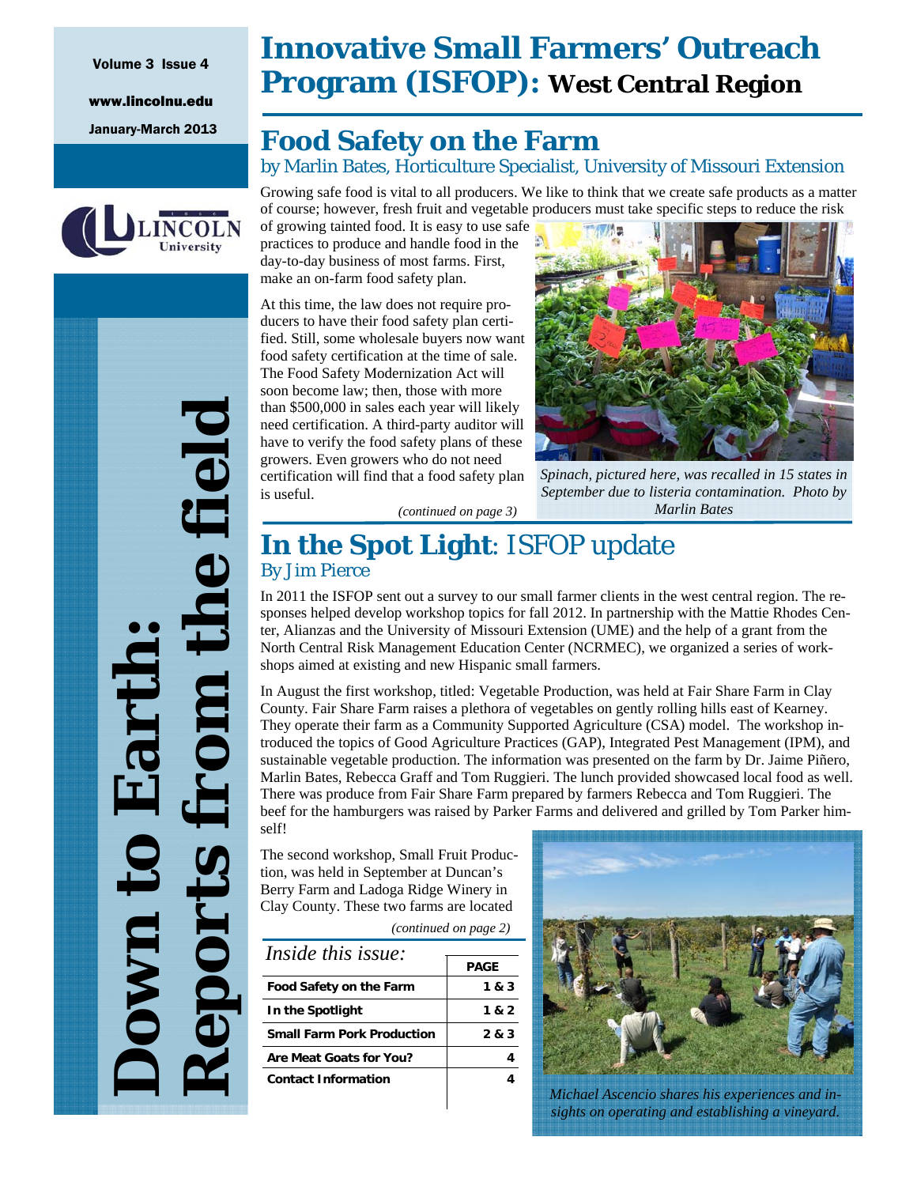Volume 3 Issue 4

www.lincolnu.edu

January-March 2013

# Innovative Small Farmers' Outreach Program (ISFOP): West Central Region

**Down to Earth: Reports from the field**

## Food Safety on the Farm

by Marlin Bates, Horticulture Specialist, University of Missouri Extension

Growing safe food is vital to all producers. We like to think that we create safe products as a matter of course; however, fresh fruit and vegetable producers must take specific steps to reduce the risk of growing tainted food. It is easy to use safe practices to produce and handle food in the day-to-day business of most farms. First, make an on-farm food safety plan.

At this time, the law does not require producers to have their food safety plan certified. Still, some wholesale buyers now want food safety certification at the time of sale. The Food Safety Modernization Act will soon become law; then, those with more than $500,000 in sales each year will likely need certification. A third-party auditor will have to verify the food safety plans of these growers. Even growers who do not need certification will find that a food safety plan is useful.

*(continued on page 3)*

*Spinach, pictured here, was recalled in 15 states in September due to listeria contamination. Photo by Marlin Bates*

## In the Spot Light: ISFOP update

By Jim Pierce

In 2011 the ISFOP sent out a survey to our small farmer clients in the west central region. The responses helped develop workshop topics for fall 2012. In partnership with the Mattie Rhodes Center, Alianzas and the University of Missouri Extension (UME) and the help of a grant from the North Central Risk Management Education Center (NCRMEC), we organized a series of workshops aimed at existing and new Hispanic small farmers.

In August the first workshop, titled: Vegetable Production, was held at Fair Share Farm in Clay County. Fair Share Farm raises a plethora of vegetables on gently rolling hills east of Kearney. They operate their farm as a Community Supported Agriculture (CSA) model. The workshop introduced the topics of Good Agriculture Practices (GAP), Integrated Pest Management (IPM), and sustainable vegetable production. The information was presented on the farm by Dr. Jaime Piñero, Marlin Bates, Rebecca Graff and Tom Ruggieri. The lunch provided showcased local food as well. There was produce from Fair Share Farm prepared by farmers Rebecca and Tom Ruggieri. The beef for the hamburgers was raised by Parker Farms and delivered and grilled by Tom Parker himself!

The second workshop, Small Fruit Production, was held in September at Duncan's Berry Farm and Ladoga Ridge Winery in Clay County. These two farms are located

*(continued on page 2)*

*Michael Ascencio shares his experiences and insights on operating and establishing a vineyard.*

### Inside this issue:

| | PAGE |
|---|---|
| Food Safety on the Farm | 1 & 3 |
| In the Spotlight | 1 & 2 |
| Small Farm Pork Production | 2 & 3 |
| Are Meat Goats for You? | 4 |
| Contact Information | 4 |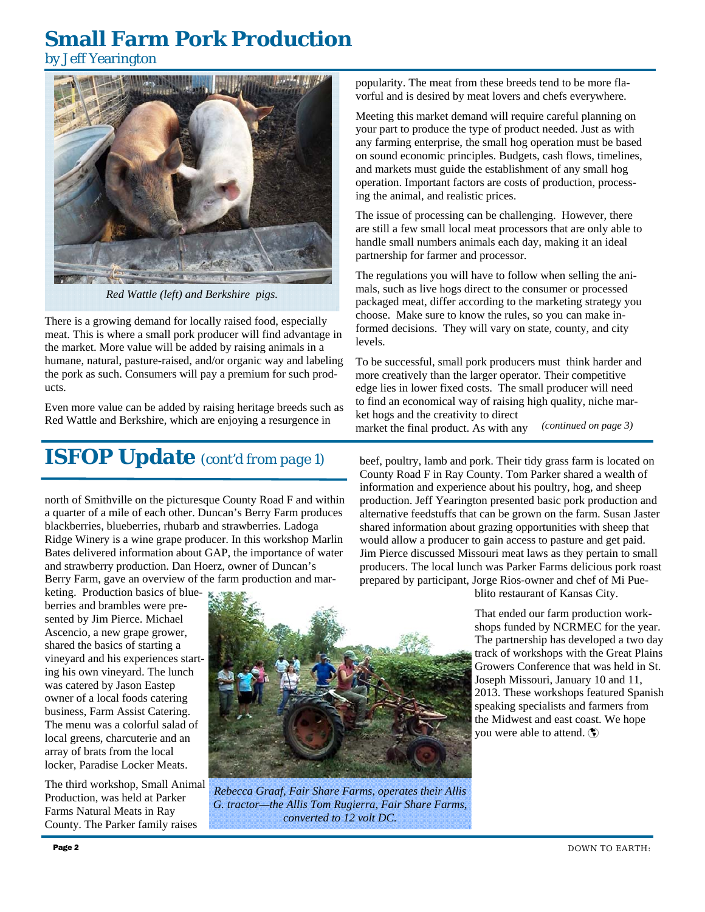# Small Farm Pork Production

*by Jeff Yearington*

*Red Wattle (left) and Berkshire pigs.*

There is a growing demand for locally raised food, especially meat. This is where a small pork producer will find advantage in the market. More value will be added by raising animals in a humane, natural, pasture-raised, and/or organic way and labeling the pork as such. Consumers will pay a premium for such products.

Even more value can be added by raising heritage breeds such as Red Wattle and Berkshire, which are enjoying a resurgence in popularity. The meat from these breeds tend to be more flavorful and is desired by meat lovers and chefs everywhere.

Meeting this market demand will require careful planning on your part to produce the type of product needed. Just as with any farming enterprise, the small hog operation must be based on sound economic principles. Budgets, cash flows, timelines, and markets must guide the establishment of any small hog operation. Important factors are costs of production, processing the animal, and realistic prices.

The issue of processing can be challenging. However, there are still a few small local meat processors that are only able to handle small numbers animals each day, making it an ideal partnership for farmer and processor.

The regulations you will have to follow when selling the animals, such as live hogs direct to the consumer or processed packaged meat, differ according to the marketing strategy you choose. Make sure to know the rules, so you can make informed decisions. They will vary on state, county, and city levels.

To be successful, small pork producers must think harder and more creatively than the larger operator. Their competitive edge lies in lower fixed costs. The small producer will need to find an economical way of raising high quality, niche market hogs and the creativity to direct market the final product. As with any *(continued on page 3)*

# ISFOP Update *(cont'd from page 1)*

north of Smithville on the picturesque County Road F and within a quarter of a mile of each other. Duncan's Berry Farm produces blackberries, blueberries, rhubarb and strawberries. Ladoga Ridge Winery is a wine grape producer. In this workshop Marlin Bates delivered information about GAP, the importance of water and strawberry production. Dan Hoerz, owner of Duncan's Berry Farm, gave an overview of the farm production and marketing. Production basics of blueberries and brambles were presented by Jim Pierce. Michael Ascencio, a new grape grower, shared the basics of starting a vineyard and his experiences starting his own vineyard. The lunch was catered by Jason Eastep owner of a local foods catering business, Farm Assist Catering. The menu was a colorful salad of local greens, charcuterie and an array of brats from the local locker, Paradise Locker Meats.

The third workshop, Small Animal Production, was held at Parker Farms Natural Meats in Ray County. The Parker family raises beef, poultry, lamb and pork. Their tidy grass farm is located on County Road F in Ray County. Tom Parker shared a wealth of information and experience about his poultry, hog, and sheep production. Jeff Yearington presented basic pork production and alternative feedstuffs that can be grown on the farm. Susan Jaster shared information about grazing opportunities with sheep that would allow a producer to gain access to pasture and get paid. Jim Pierce discussed Missouri meat laws as they pertain to small producers. The local lunch was Parker Farms delicious pork roast prepared by participant, Jorge Rios-owner and chef of Mi Pueblito restaurant of Kansas City.

*Rebecca Graaf, Fair Share Farms, operates their Allis G. tractor—the Allis Tom Rugierra, Fair Share Farms, converted to 12 volt DC.*

That ended our farm production workshops funded by NCRMEC for the year. The partnership has developed a two day track of workshops with the Great Plains Growers Conference that was held in St. Joseph Missouri, January 10 and 11, 2013. These workshops featured Spanish speaking specialists and farmers from the Midwest and east coast. We hope you were able to attend.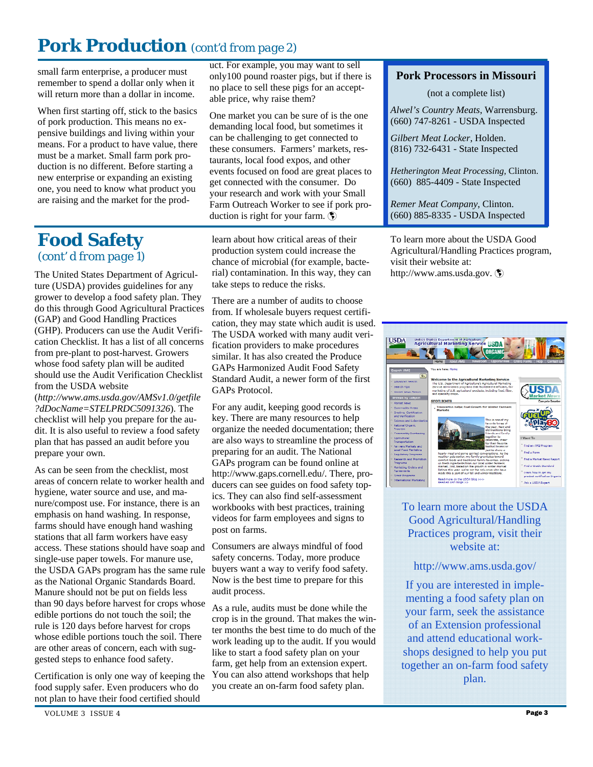# Pork Production *(cont'd from page 2)*

small farm enterprise, a producer must remember to spend a dollar only when it will return more than a dollar in income.

When first starting off, stick to the basics of pork production. This means no expensive buildings and living within your means. For a product to have value, there must be a market. Small farm pork production is no different. Before starting a new enterprise or expanding an existing one, you need to know what product you are raising and the market for the product. For example, you may want to sell only100 pound roaster pigs, but if there is no place to sell these pigs for an acceptable price, why raise them?

One market you can be sure of is the one demanding local food, but sometimes it can be challenging to get connected to these consumers. Farmers' markets, restaurants, local food expos, and other events focused on food are great places to get connected with the consumer. Do your research and work with your Small Farm Outreach Worker to see if pork production is right for your farm.

### Pork Processors in Missouri

(not a complete list)

*Alwel's Country Meats*, Warrensburg. (660) 747-8261 - USDA Inspected

*Gilbert Meat Locker*, Holden. (816) 732-6431 - State Inspected

*Hetherington Meat Processing*, Clinton. (660) 885-4409 - State Inspected

*Remer Meat Company*, Clinton. (660) 885-8335 - USDA Inspected

# Food Safety *(cont' d from page 1)*

The United States Department of Agriculture (USDA) provides guidelines for any grower to develop a food safety plan. They do this through Good Agricultural Practices (GAP) and Good Handling Practices (GHP). Producers can use the Audit Verification Checklist. It has a list of all concerns from pre-plant to post-harvest. Growers whose food safety plan will be audited should use the Audit Verification Checklist from the USDA website (*http://www.ams.usda.gov/AMSv1.0/getfile?dDocName=STELPRDC5091326*). The checklist will help you prepare for the audit. It is also useful to review a food safety plan that has passed an audit before you prepare your own.

As can be seen from the checklist, most areas of concern relate to worker health and hygiene, water source and use, and manure/compost use. For instance, there is an emphasis on hand washing. In response, farms should have enough hand washing stations that all farm workers have easy access. These stations should have soap and single-use paper towels. For manure use, the USDA GAPs program has the same rule as the National Organic Standards Board. Manure should not be put on fields less than 90 days before harvest for crops whose edible portions do not touch the soil; the rule is 120 days before harvest for crops whose edible portions touch the soil. There are other areas of concern, each with suggested steps to enhance food safety.

Certification is only one way of keeping the food supply safer. Even producers who do not plan to have their food certified should learn about how critical areas of their production system could increase the chance of microbial (for example, bacterial) contamination. In this way, they can take steps to reduce the risks.

There are a number of audits to choose from. If wholesale buyers request certification, they may state which audit is used. The USDA worked with many audit verification providers to make procedures similar. It has also created the Produce GAPs Harmonized Audit Food Safety Standard Audit, a newer form of the first GAPs Protocol.

For any audit, keeping good records is key. There are many resources to help organize the needed documentation; there are also ways to streamline the process of preparing for an audit. The National GAPs program can be found online at http://www.gaps.cornell.edu/. There, producers can see guides on food safety topics. They can also find self-assessment workbooks with best practices, training videos for farm employees and signs to post on farms.

Consumers are always mindful of food safety concerns. Today, more produce buyers want a way to verify food safety. Now is the best time to prepare for this audit process.

As a rule, audits must be done while the crop is in the ground. That makes the winter months the best time to do much of the work leading up to the audit. If you would like to start a food safety plan on your farm, get help from an extension expert. You can also attend workshops that help you create an on-farm food safety plan.

To learn more about the USDA Good Agricultural/Handling Practices program, visit their website at: http://www.ams.usda.gov.

To learn more about the USDA Good Agricultural/Handling Practices program, visit their website at:

http://www.ams.usda.gov/

If you are interested in implementing a food safety plan on your farm, seek the assistance of an Extension professional and attend educational workshops designed to help you put together an on-farm food safety plan.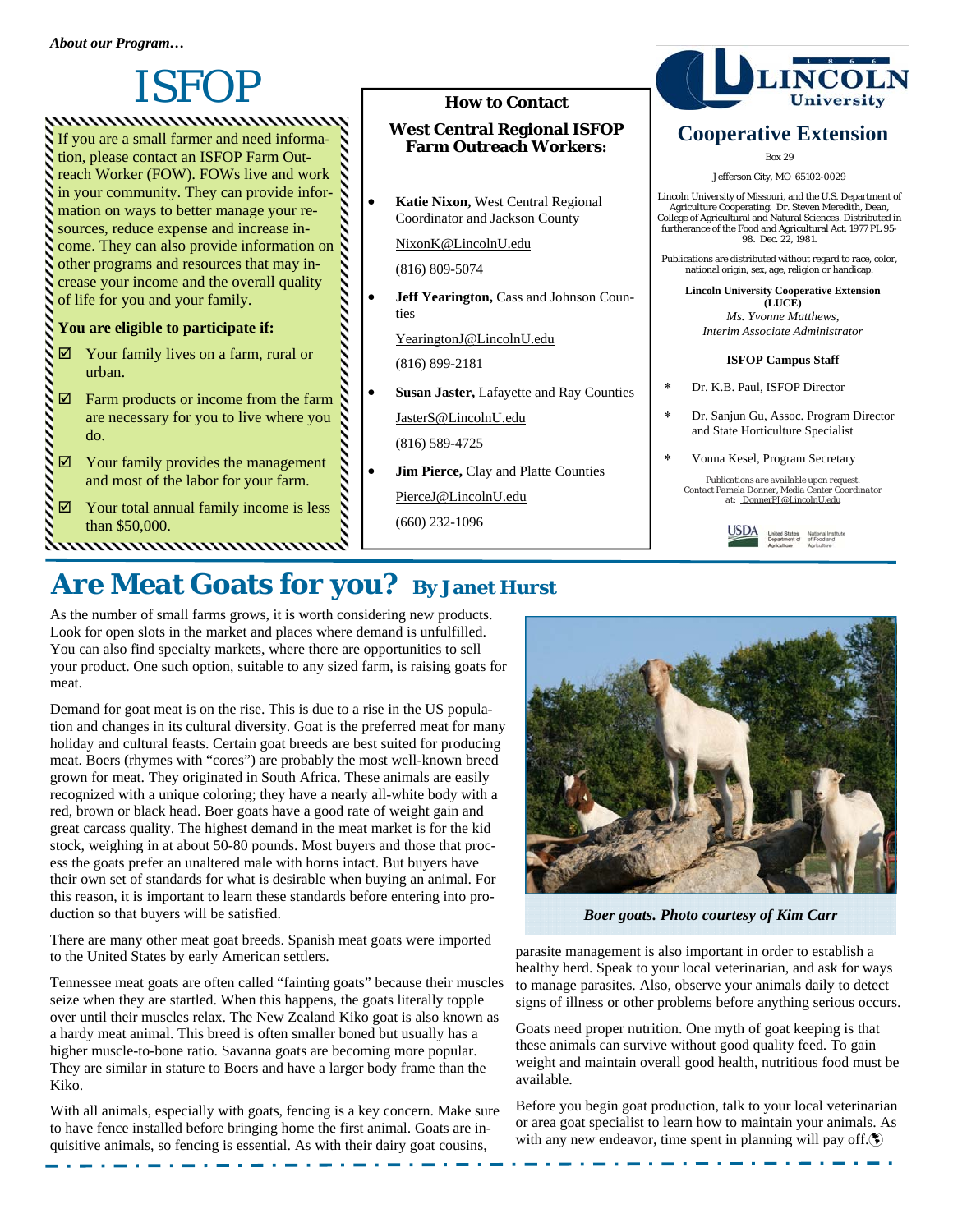*About our Program…*

# ISFOP

If you are a small farmer and need information, please contact an ISFOP Farm Outreach Worker (FOW). FOWs live and work in your community. They can provide information on ways to better manage your resources, reduce expense and increase income. They can also provide information on other programs and resources that may increase your income and the overall quality of life for you and your family.

**You are eligible to participate if:**

- ☑ Your family lives on a farm, rural or urban.
- ☑ Farm products or income from the farm are necessary for you to live where you do.
- ☑ Your family provides the management and most of the labor for your farm.
- ☑ Your total annual family income is less than $50,000.

**How to Contact**

**West Central Regional ISFOP Farm Outreach Workers:**

- **Katie Nixon,** West Central Regional Coordinator and Jackson County
  NixonK@LincolnU.edu
  (816) 809-5074
- **Jeff Yearington,** Cass and Johnson Counties
  YearingtonJ@LincolnU.edu
  (816) 899-2181
- **Susan Jaster,** Lafayette and Ray Counties
  JasterS@LincolnU.edu
  (816) 589-4725
- **Jim Pierce,** Clay and Platte Counties
  PierceJ@LincolnU.edu
  (660) 232-1096

1866 LINCOLN University

## Cooperative Extension

Box 29

Jefferson City, MO 65102-0029

Lincoln University of Missouri, and the U.S. Department of Agriculture Cooperating. Dr. Steven Meredith, Dean, College of Agricultural and Natural Sciences. Distributed in furtherance of the Food and Agricultural Act, 1977 PL 95-98. Dec. 22, 1981.

Publications are distributed without regard to race, color, national origin, sex, age, religion or handicap.

**Lincoln University Cooperative Extension (LUCE)**
*Ms. Yvonne Matthews,*
*Interim Associate Administrator*

**ISFOP Campus Staff**

* Dr. K.B. Paul, ISFOP Director
* Dr. Sanjun Gu, Assoc. Program Director and State Horticulture Specialist
* Vonna Kesel, Program Secretary

*Publications are available upon request. Contact Pamela Donner, Media Center Coordinator at:* DonnerPJ@LincolnU.edu

USDA United States Department of Agriculture National Institute of Food and Agriculture

# Are Meat Goats for you? By Janet Hurst

As the number of small farms grows, it is worth considering new products. Look for open slots in the market and places where demand is unfulfilled. You can also find specialty markets, where there are opportunities to sell your product. One such option, suitable to any sized farm, is raising goats for meat.

Demand for goat meat is on the rise. This is due to a rise in the US population and changes in its cultural diversity. Goat is the preferred meat for many holiday and cultural feasts. Certain goat breeds are best suited for producing meat. Boers (rhymes with "cores") are probably the most well-known breed grown for meat. They originated in South Africa. These animals are easily recognized with a unique coloring; they have a nearly all-white body with a red, brown or black head. Boer goats have a good rate of weight gain and great carcass quality. The highest demand in the meat market is for the kid stock, weighing in at about 50-80 pounds. Most buyers and those that process the goats prefer an unaltered male with horns intact. But buyers have their own set of standards for what is desirable when buying an animal. For this reason, it is important to learn these standards before entering into production so that buyers will be satisfied.

There are many other meat goat breeds. Spanish meat goats were imported to the United States by early American settlers.

Tennessee meat goats are often called "fainting goats" because their muscles seize when they are startled. When this happens, the goats literally topple over until their muscles relax. The New Zealand Kiko goat is also known as a hardy meat animal. This breed is often smaller boned but usually has a higher muscle-to-bone ratio. Savanna goats are becoming more popular. They are similar in stature to Boers and have a larger body frame than the Kiko.

With all animals, especially with goats, fencing is a key concern. Make sure to have fence installed before bringing home the first animal. Goats are inquisitive animals, so fencing is essential. As with their dairy goat cousins, parasite management is also important in order to establish a healthy herd. Speak to your local veterinarian, and ask for ways to manage parasites. Also, observe your animals daily to detect signs of illness or other problems before anything serious occurs.

*Boer goats. Photo courtesy of Kim Carr*

Goats need proper nutrition. One myth of goat keeping is that these animals can survive without good quality feed. To gain weight and maintain overall good health, nutritious food must be available.

Before you begin goat production, talk to your local veterinarian or area goat specialist to learn how to maintain your animals. As with any new endeavor, time spent in planning will pay off.